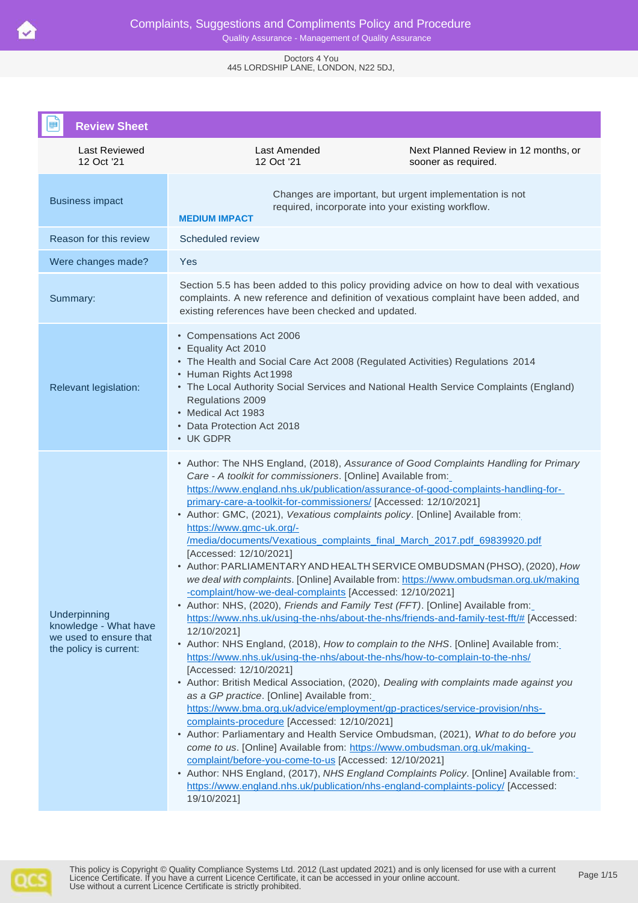# Complaints, Suggestions and Compliments Policy and Procedure

Quality Assurance - Management of Quality Assurance

Doctors 4 You
445 LORDSHIP LANE, LONDON, N22 5DJ,

## Review Sheet

| Last Reviewed 12 Oct '21 | Last Amended 12 Oct '21 | Next Planned Review in 12 months, or sooner as required. |
|---|---|---|

| | |
|---|---|
| Business impact | **MEDIUM IMPACT** Changes are important, but urgent implementation is not required, incorporate into your existing workflow. |
| Reason for this review | Scheduled review |
| Were changes made? | Yes |
| Summary: | Section 5.5 has been added to this policy providing advice on how to deal with vexatious complaints. A new reference and definition of vexatious complaint have been added, and existing references have been checked and updated. |
| Relevant legislation: | • Compensations Act 2006<br>• Equality Act 2010<br>• The Health and Social Care Act 2008 (Regulated Activities) Regulations 2014<br>• Human Rights Act 1998<br>• The Local Authority Social Services and National Health Service Complaints (England) Regulations 2009<br>• Medical Act 1983<br>• Data Protection Act 2018<br>• UK GDPR |
| Underpinning knowledge - What have we used to ensure that the policy is current: | • Author: The NHS England, (2018), *Assurance of Good Complaints Handling for Primary Care - A toolkit for commissioners*. [Online] Available from: https://www.england.nhs.uk/publication/assurance-of-good-complaints-handling-for-primary-care-a-toolkit-for-commissioners/ [Accessed: 12/10/2021]<br>• Author: GMC, (2021), *Vexatious complaints policy*. [Online] Available from: https://www.gmc-uk.org/-/media/documents/Vexatious_complaints_final_March_2017.pdf_69839920.pdf [Accessed: 12/10/2021]<br>• Author: PARLIAMENTARY AND HEALTH SERVICE OMBUDSMAN (PHSO), (2020), *How we deal with complaints*. [Online] Available from: https://www.ombudsman.org.uk/making-complaint/how-we-deal-complaints [Accessed: 12/10/2021]<br>• Author: NHS, (2020), *Friends and Family Test (FFT)*. [Online] Available from: https://www.nhs.uk/using-the-nhs/about-the-nhs/friends-and-family-test-fft/# [Accessed: 12/10/2021]<br>• Author: NHS England, (2018), *How to complain to the NHS*. [Online] Available from: https://www.nhs.uk/using-the-nhs/about-the-nhs/how-to-complain-to-the-nhs/ [Accessed: 12/10/2021]<br>• Author: British Medical Association, (2020), *Dealing with complaints made against you as a GP practice*. [Online] Available from: https://www.bma.org.uk/advice/employment/gp-practices/service-provision/nhs-complaints-procedure [Accessed: 12/10/2021]<br>• Author: Parliamentary and Health Service Ombudsman, (2021), *What to do before you come to us*. [Online] Available from: https://www.ombudsman.org.uk/making-complaint/before-you-come-to-us [Accessed: 12/10/2021]<br>• Author: NHS England, (2017), *NHS England Complaints Policy*. [Online] Available from: https://www.england.nhs.uk/publication/nhs-england-complaints-policy/ [Accessed: 19/10/2021] |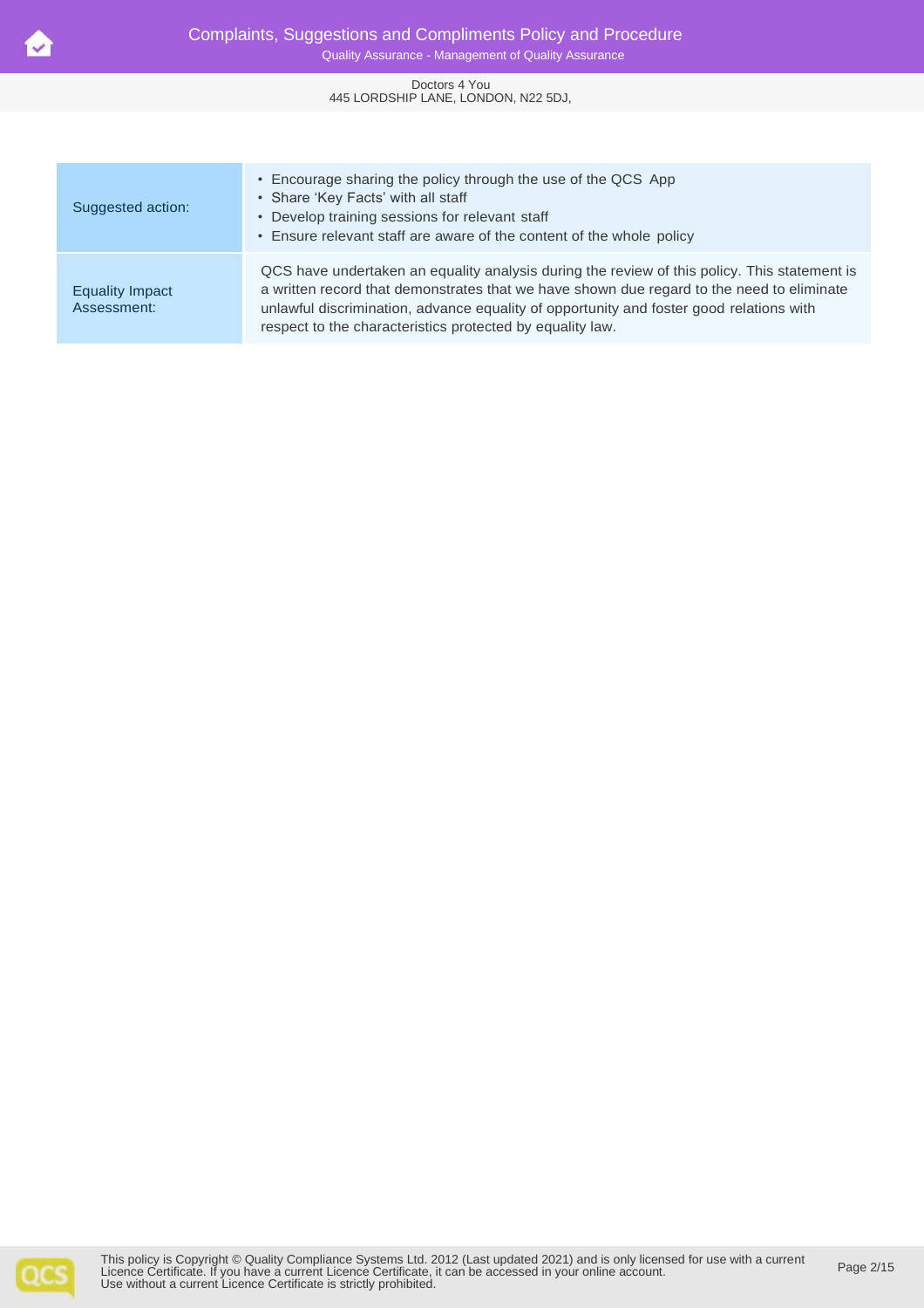| | |
|---|---|
| Suggested action: | • Encourage sharing the policy through the use of the QCS App<br>• Share 'Key Facts' with all staff<br>• Develop training sessions for relevant staff<br>• Ensure relevant staff are aware of the content of the whole policy |
| Equality Impact Assessment: | QCS have undertaken an equality analysis during the review of this policy. This statement is a written record that demonstrates that we have shown due regard to the need to eliminate unlawful discrimination, advance equality of opportunity and foster good relations with respect to the characteristics protected by equality law. |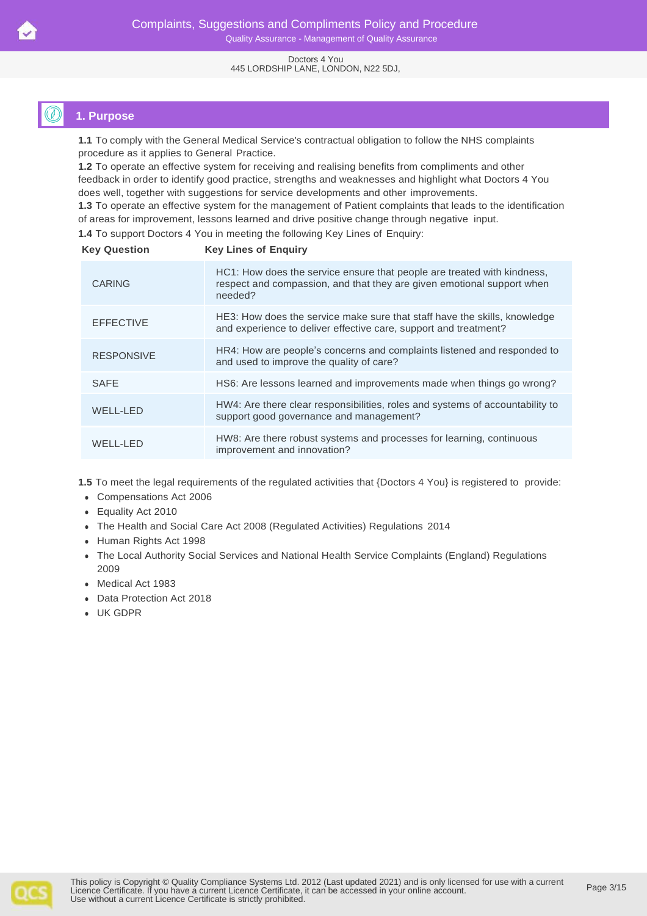## 1. Purpose

**1.1** To comply with the General Medical Service's contractual obligation to follow the NHS complaints procedure as it applies to General Practice.
**1.2** To operate an effective system for receiving and realising benefits from compliments and other feedback in order to identify good practice, strengths and weaknesses and highlight what Doctors 4 You does well, together with suggestions for service developments and other improvements.
**1.3** To operate an effective system for the management of Patient complaints that leads to the identification of areas for improvement, lessons learned and drive positive change through negative input.
**1.4** To support Doctors 4 You in meeting the following Key Lines of Enquiry:

| Key Question | Key Lines of Enquiry |
|---|---|
| CARING | HC1: How does the service ensure that people are treated with kindness, respect and compassion, and that they are given emotional support when needed? |
| EFFECTIVE | HE3: How does the service make sure that staff have the skills, knowledge and experience to deliver effective care, support and treatment? |
| RESPONSIVE | HR4: How are people's concerns and complaints listened and responded to and used to improve the quality of care? |
| SAFE | HS6: Are lessons learned and improvements made when things go wrong? |
| WELL-LED | HW4: Are there clear responsibilities, roles and systems of accountability to support good governance and management? |
| WELL-LED | HW8: Are there robust systems and processes for learning, continuous improvement and innovation? |

**1.5** To meet the legal requirements of the regulated activities that {Doctors 4 You} is registered to provide:

- Compensations Act 2006
- Equality Act 2010
- The Health and Social Care Act 2008 (Regulated Activities) Regulations 2014
- Human Rights Act 1998
- The Local Authority Social Services and National Health Service Complaints (England) Regulations 2009
- Medical Act 1983
- Data Protection Act 2018
- UK GDPR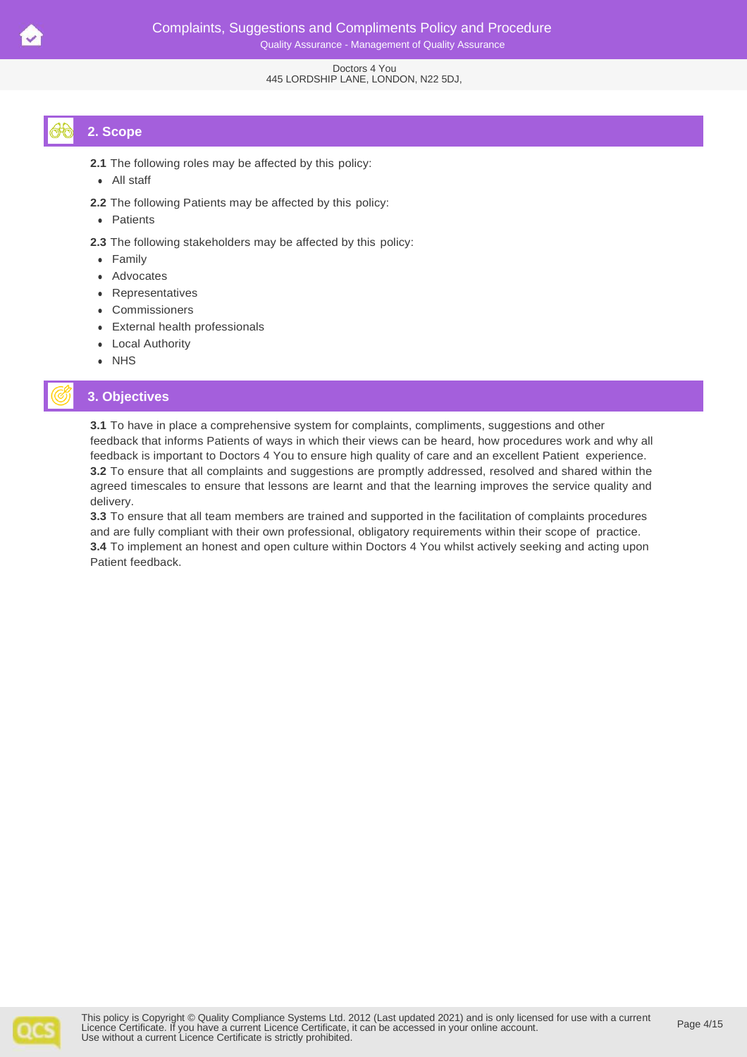## 2. Scope

**2.1** The following roles may be affected by this policy:

- All staff

**2.2** The following Patients may be affected by this policy:

- Patients

**2.3** The following stakeholders may be affected by this policy:

- Family
- Advocates
- Representatives
- Commissioners
- External health professionals
- Local Authority
- NHS

## 3. Objectives

**3.1** To have in place a comprehensive system for complaints, compliments, suggestions and other feedback that informs Patients of ways in which their views can be heard, how procedures work and why all feedback is important to Doctors 4 You to ensure high quality of care and an excellent Patient experience.
**3.2** To ensure that all complaints and suggestions are promptly addressed, resolved and shared within the agreed timescales to ensure that lessons are learnt and that the learning improves the service quality and delivery.
**3.3** To ensure that all team members are trained and supported in the facilitation of complaints procedures and are fully compliant with their own professional, obligatory requirements within their scope of practice.
**3.4** To implement an honest and open culture within Doctors 4 You whilst actively seeking and acting upon Patient feedback.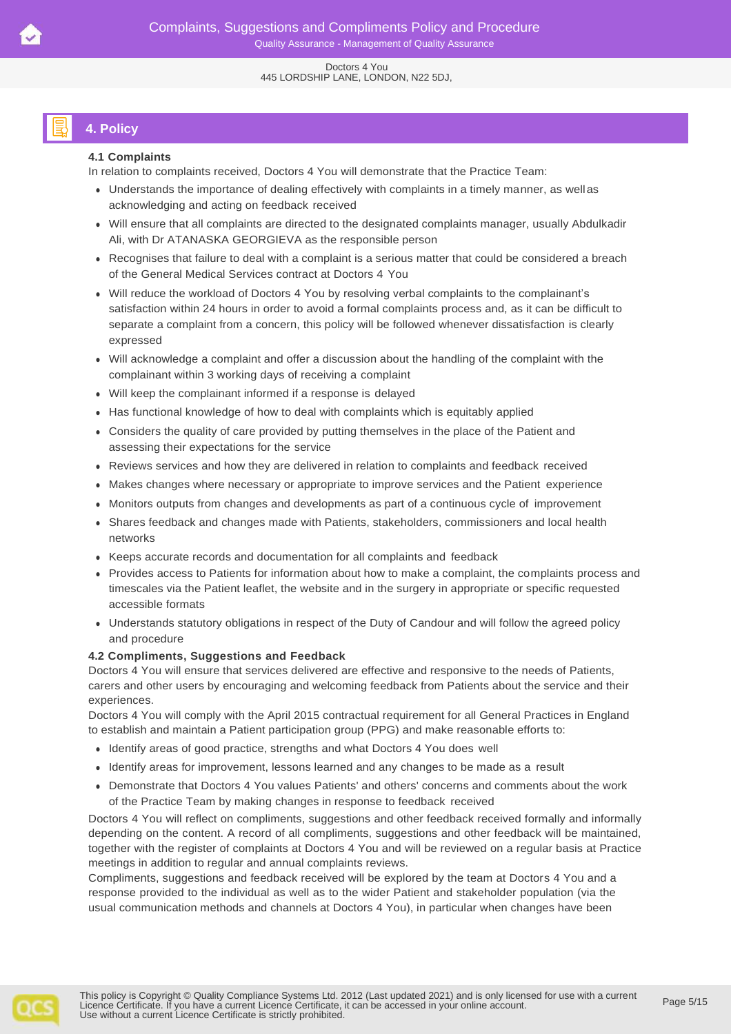## 4. Policy

### 4.1 Complaints

In relation to complaints received, Doctors 4 You will demonstrate that the Practice Team:

- Understands the importance of dealing effectively with complaints in a timely manner, as well as acknowledging and acting on feedback received
- Will ensure that all complaints are directed to the designated complaints manager, usually Abdulkadir Ali, with Dr ATANASKA GEORGIEVA as the responsible person
- Recognises that failure to deal with a complaint is a serious matter that could be considered a breach of the General Medical Services contract at Doctors 4 You
- Will reduce the workload of Doctors 4 You by resolving verbal complaints to the complainant's satisfaction within 24 hours in order to avoid a formal complaints process and, as it can be difficult to separate a complaint from a concern, this policy will be followed whenever dissatisfaction is clearly expressed
- Will acknowledge a complaint and offer a discussion about the handling of the complaint with the complainant within 3 working days of receiving a complaint
- Will keep the complainant informed if a response is delayed
- Has functional knowledge of how to deal with complaints which is equitably applied
- Considers the quality of care provided by putting themselves in the place of the Patient and assessing their expectations for the service
- Reviews services and how they are delivered in relation to complaints and feedback received
- Makes changes where necessary or appropriate to improve services and the Patient experience
- Monitors outputs from changes and developments as part of a continuous cycle of improvement
- Shares feedback and changes made with Patients, stakeholders, commissioners and local health networks
- Keeps accurate records and documentation for all complaints and feedback
- Provides access to Patients for information about how to make a complaint, the complaints process and timescales via the Patient leaflet, the website and in the surgery in appropriate or specific requested accessible formats
- Understands statutory obligations in respect of the Duty of Candour and will follow the agreed policy and procedure

### 4.2 Compliments, Suggestions and Feedback

Doctors 4 You will ensure that services delivered are effective and responsive to the needs of Patients, carers and other users by encouraging and welcoming feedback from Patients about the service and their experiences.

Doctors 4 You will comply with the April 2015 contractual requirement for all General Practices in England to establish and maintain a Patient participation group (PPG) and make reasonable efforts to:

- Identify areas of good practice, strengths and what Doctors 4 You does well
- Identify areas for improvement, lessons learned and any changes to be made as a result
- Demonstrate that Doctors 4 You values Patients' and others' concerns and comments about the work of the Practice Team by making changes in response to feedback received

Doctors 4 You will reflect on compliments, suggestions and other feedback received formally and informally depending on the content. A record of all compliments, suggestions and other feedback will be maintained, together with the register of complaints at Doctors 4 You and will be reviewed on a regular basis at Practice meetings in addition to regular and annual complaints reviews.

Compliments, suggestions and feedback received will be explored by the team at Doctors 4 You and a response provided to the individual as well as to the wider Patient and stakeholder population (via the usual communication methods and channels at Doctors 4 You), in particular when changes have been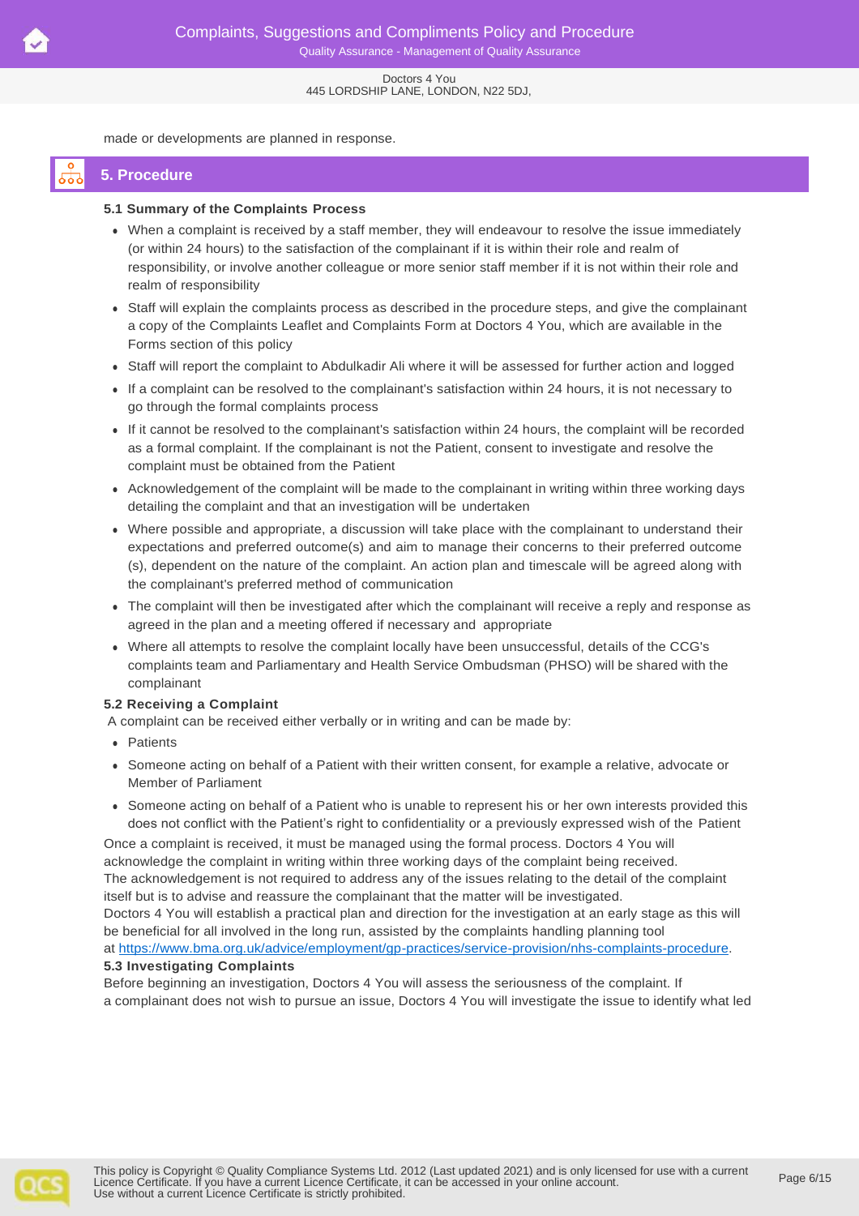made or developments are planned in response.

## 5. Procedure

**5.1 Summary of the Complaints Process**

- When a complaint is received by a staff member, they will endeavour to resolve the issue immediately (or within 24 hours) to the satisfaction of the complainant if it is within their role and realm of responsibility, or involve another colleague or more senior staff member if it is not within their role and realm of responsibility
- Staff will explain the complaints process as described in the procedure steps, and give the complainant a copy of the Complaints Leaflet and Complaints Form at Doctors 4 You, which are available in the Forms section of this policy
- Staff will report the complaint to Abdulkadir Ali where it will be assessed for further action and logged
- If a complaint can be resolved to the complainant's satisfaction within 24 hours, it is not necessary to go through the formal complaints process
- If it cannot be resolved to the complainant's satisfaction within 24 hours, the complaint will be recorded as a formal complaint. If the complainant is not the Patient, consent to investigate and resolve the complaint must be obtained from the Patient
- Acknowledgement of the complaint will be made to the complainant in writing within three working days detailing the complaint and that an investigation will be undertaken
- Where possible and appropriate, a discussion will take place with the complainant to understand their expectations and preferred outcome(s) and aim to manage their concerns to their preferred outcome (s), dependent on the nature of the complaint. An action plan and timescale will be agreed along with the complainant's preferred method of communication
- The complaint will then be investigated after which the complainant will receive a reply and response as agreed in the plan and a meeting offered if necessary and appropriate
- Where all attempts to resolve the complaint locally have been unsuccessful, details of the CCG's complaints team and Parliamentary and Health Service Ombudsman (PHSO) will be shared with the complainant

**5.2 Receiving a Complaint**

A complaint can be received either verbally or in writing and can be made by:

- Patients
- Someone acting on behalf of a Patient with their written consent, for example a relative, advocate or Member of Parliament
- Someone acting on behalf of a Patient who is unable to represent his or her own interests provided this does not conflict with the Patient's right to confidentiality or a previously expressed wish of the Patient

Once a complaint is received, it must be managed using the formal process. Doctors 4 You will acknowledge the complaint in writing within three working days of the complaint being received.
The acknowledgement is not required to address any of the issues relating to the detail of the complaint itself but is to advise and reassure the complainant that the matter will be investigated.
Doctors 4 You will establish a practical plan and direction for the investigation at an early stage as this will be beneficial for all involved in the long run, assisted by the complaints handling planning tool at https://www.bma.org.uk/advice/employment/gp-practices/service-provision/nhs-complaints-procedure.

**5.3 Investigating Complaints**

Before beginning an investigation, Doctors 4 You will assess the seriousness of the complaint. If a complainant does not wish to pursue an issue, Doctors 4 You will investigate the issue to identify what led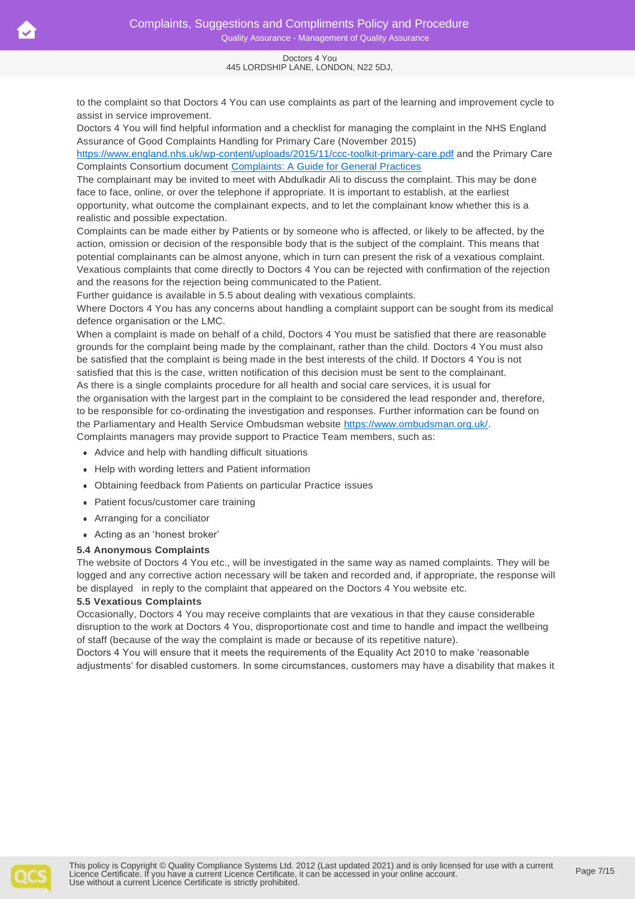to the complaint so that Doctors 4 You can use complaints as part of the learning and improvement cycle to assist in service improvement.

Doctors 4 You will find helpful information and a checklist for managing the complaint in the NHS England Assurance of Good Complaints Handling for Primary Care (November 2015) https://www.england.nhs.uk/wp-content/uploads/2015/11/ccc-toolkit-primary-care.pdf and the Primary Care Complaints Consortium document Complaints: A Guide for General Practices

The complainant may be invited to meet with Abdulkadir Ali to discuss the complaint. This may be done face to face, online, or over the telephone if appropriate. It is important to establish, at the earliest opportunity, what outcome the complainant expects, and to let the complainant know whether this is a realistic and possible expectation.

Complaints can be made either by Patients or by someone who is affected, or likely to be affected, by the action, omission or decision of the responsible body that is the subject of the complaint. This means that potential complainants can be almost anyone, which in turn can present the risk of a vexatious complaint.

Vexatious complaints that come directly to Doctors 4 You can be rejected with confirmation of the rejection and the reasons for the rejection being communicated to the Patient.

Further guidance is available in 5.5 about dealing with vexatious complaints.

Where Doctors 4 You has any concerns about handling a complaint support can be sought from its medical defence organisation or the LMC.

When a complaint is made on behalf of a child, Doctors 4 You must be satisfied that there are reasonable grounds for the complaint being made by the complainant, rather than the child. Doctors 4 You must also be satisfied that the complaint is being made in the best interests of the child. If Doctors 4 You is not satisfied that this is the case, written notification of this decision must be sent to the complainant.

As there is a single complaints procedure for all health and social care services, it is usual for the organisation with the largest part in the complaint to be considered the lead responder and, therefore, to be responsible for co-ordinating the investigation and responses. Further information can be found on the Parliamentary and Health Service Ombudsman website https://www.ombudsman.org.uk/.

Complaints managers may provide support to Practice Team members, such as:

- Advice and help with handling difficult situations
- Help with wording letters and Patient information
- Obtaining feedback from Patients on particular Practice issues
- Patient focus/customer care training
- Arranging for a conciliator
- Acting as an 'honest broker'

**5.4 Anonymous Complaints**

The website of Doctors 4 You etc., will be investigated in the same way as named complaints. They will be logged and any corrective action necessary will be taken and recorded and, if appropriate, the response will be displayed in reply to the complaint that appeared on the Doctors 4 You website etc.

**5.5 Vexatious Complaints**

Occasionally, Doctors 4 You may receive complaints that are vexatious in that they cause considerable disruption to the work at Doctors 4 You, disproportionate cost and time to handle and impact the wellbeing of staff (because of the way the complaint is made or because of its repetitive nature).

Doctors 4 You will ensure that it meets the requirements of the Equality Act 2010 to make 'reasonable adjustments' for disabled customers. In some circumstances, customers may have a disability that makes it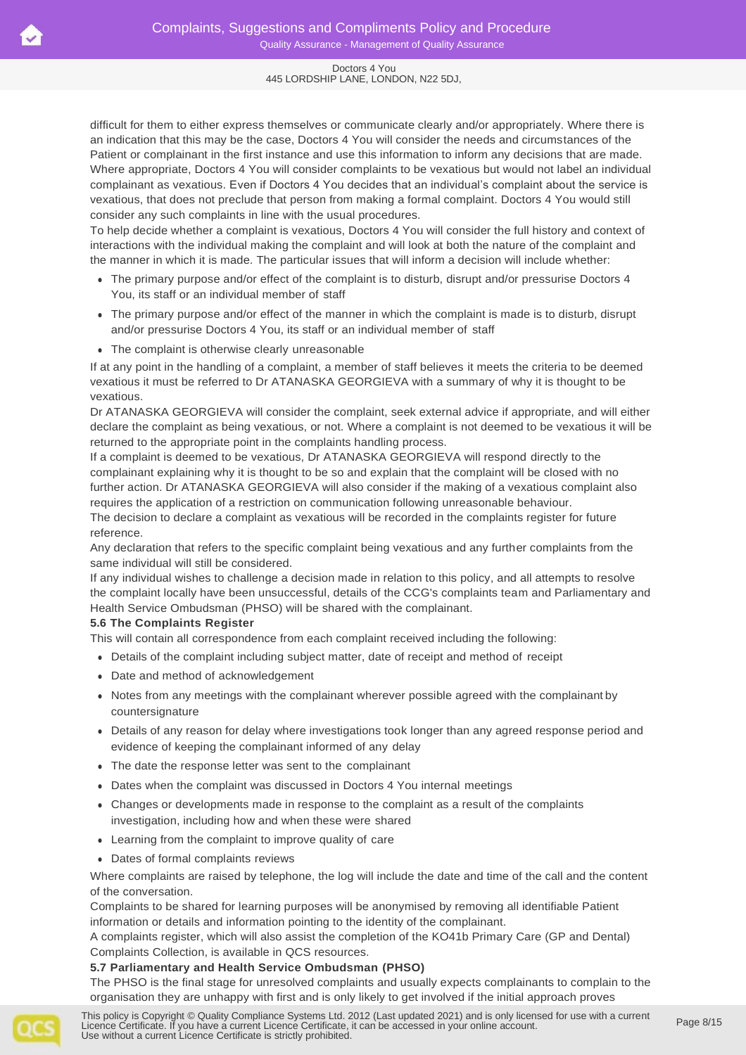difficult for them to either express themselves or communicate clearly and/or appropriately. Where there is an indication that this may be the case, Doctors 4 You will consider the needs and circumstances of the Patient or complainant in the first instance and use this information to inform any decisions that are made. Where appropriate, Doctors 4 You will consider complaints to be vexatious but would not label an individual complainant as vexatious. Even if Doctors 4 You decides that an individual's complaint about the service is vexatious, that does not preclude that person from making a formal complaint. Doctors 4 You would still consider any such complaints in line with the usual procedures.

To help decide whether a complaint is vexatious, Doctors 4 You will consider the full history and context of interactions with the individual making the complaint and will look at both the nature of the complaint and the manner in which it is made. The particular issues that will inform a decision will include whether:

- The primary purpose and/or effect of the complaint is to disturb, disrupt and/or pressurise Doctors 4 You, its staff or an individual member of staff
- The primary purpose and/or effect of the manner in which the complaint is made is to disturb, disrupt and/or pressurise Doctors 4 You, its staff or an individual member of staff
- The complaint is otherwise clearly unreasonable

If at any point in the handling of a complaint, a member of staff believes it meets the criteria to be deemed vexatious it must be referred to Dr ATANASKA GEORGIEVA with a summary of why it is thought to be vexatious.

Dr ATANASKA GEORGIEVA will consider the complaint, seek external advice if appropriate, and will either declare the complaint as being vexatious, or not. Where a complaint is not deemed to be vexatious it will be returned to the appropriate point in the complaints handling process.

If a complaint is deemed to be vexatious, Dr ATANASKA GEORGIEVA will respond directly to the complainant explaining why it is thought to be so and explain that the complaint will be closed with no further action. Dr ATANASKA GEORGIEVA will also consider if the making of a vexatious complaint also requires the application of a restriction on communication following unreasonable behaviour.

The decision to declare a complaint as vexatious will be recorded in the complaints register for future reference.

Any declaration that refers to the specific complaint being vexatious and any further complaints from the same individual will still be considered.

If any individual wishes to challenge a decision made in relation to this policy, and all attempts to resolve the complaint locally have been unsuccessful, details of the CCG's complaints team and Parliamentary and Health Service Ombudsman (PHSO) will be shared with the complainant.

**5.6 The Complaints Register**

This will contain all correspondence from each complaint received including the following:

- Details of the complaint including subject matter, date of receipt and method of receipt
- Date and method of acknowledgement
- Notes from any meetings with the complainant wherever possible agreed with the complainant by countersignature
- Details of any reason for delay where investigations took longer than any agreed response period and evidence of keeping the complainant informed of any delay
- The date the response letter was sent to the complainant
- Dates when the complaint was discussed in Doctors 4 You internal meetings
- Changes or developments made in response to the complaint as a result of the complaints investigation, including how and when these were shared
- Learning from the complaint to improve quality of care
- Dates of formal complaints reviews

Where complaints are raised by telephone, the log will include the date and time of the call and the content of the conversation.

Complaints to be shared for learning purposes will be anonymised by removing all identifiable Patient information or details and information pointing to the identity of the complainant.

A complaints register, which will also assist the completion of the KO41b Primary Care (GP and Dental) Complaints Collection, is available in QCS resources.

**5.7 Parliamentary and Health Service Ombudsman (PHSO)**

The PHSO is the final stage for unresolved complaints and usually expects complainants to complain to the organisation they are unhappy with first and is only likely to get involved if the initial approach proves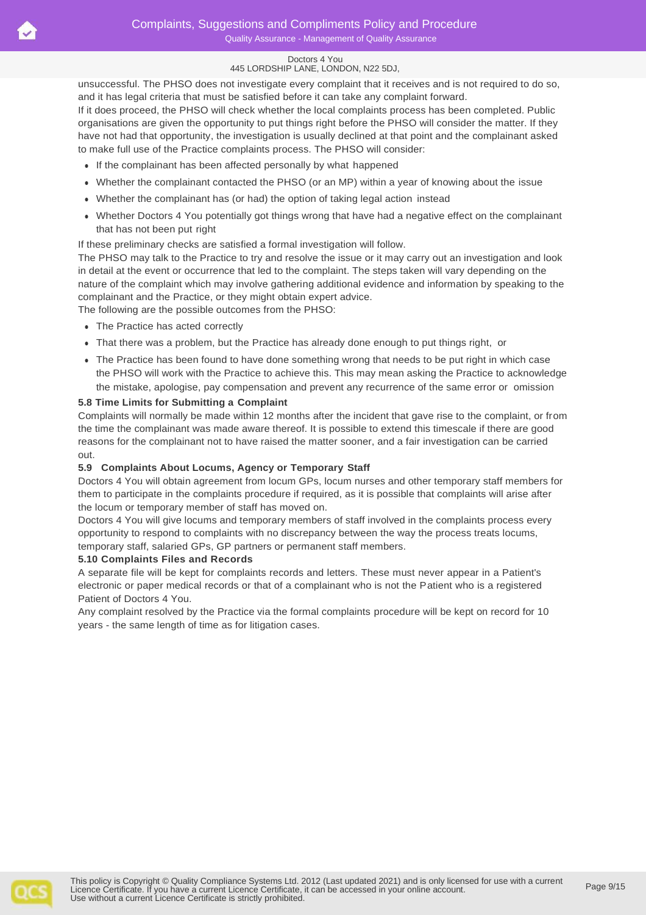unsuccessful. The PHSO does not investigate every complaint that it receives and is not required to do so, and it has legal criteria that must be satisfied before it can take any complaint forward.

If it does proceed, the PHSO will check whether the local complaints process has been completed. Public organisations are given the opportunity to put things right before the PHSO will consider the matter. If they have not had that opportunity, the investigation is usually declined at that point and the complainant asked to make full use of the Practice complaints process. The PHSO will consider:

- If the complainant has been affected personally by what happened
- Whether the complainant contacted the PHSO (or an MP) within a year of knowing about the issue
- Whether the complainant has (or had) the option of taking legal action instead
- Whether Doctors 4 You potentially got things wrong that have had a negative effect on the complainant that has not been put right

If these preliminary checks are satisfied a formal investigation will follow.

The PHSO may talk to the Practice to try and resolve the issue or it may carry out an investigation and look in detail at the event or occurrence that led to the complaint. The steps taken will vary depending on the nature of the complaint which may involve gathering additional evidence and information by speaking to the complainant and the Practice, or they might obtain expert advice.

The following are the possible outcomes from the PHSO:

- The Practice has acted correctly
- That there was a problem, but the Practice has already done enough to put things right, or
- The Practice has been found to have done something wrong that needs to be put right in which case the PHSO will work with the Practice to achieve this. This may mean asking the Practice to acknowledge the mistake, apologise, pay compensation and prevent any recurrence of the same error or omission

**5.8 Time Limits for Submitting a Complaint**

Complaints will normally be made within 12 months after the incident that gave rise to the complaint, or from the time the complainant was made aware thereof. It is possible to extend this timescale if there are good reasons for the complainant not to have raised the matter sooner, and a fair investigation can be carried out.

**5.9 Complaints About Locums, Agency or Temporary Staff**

Doctors 4 You will obtain agreement from locum GPs, locum nurses and other temporary staff members for them to participate in the complaints procedure if required, as it is possible that complaints will arise after the locum or temporary member of staff has moved on.

Doctors 4 You will give locums and temporary members of staff involved in the complaints process every opportunity to respond to complaints with no discrepancy between the way the process treats locums, temporary staff, salaried GPs, GP partners or permanent staff members.

**5.10 Complaints Files and Records**

A separate file will be kept for complaints records and letters. These must never appear in a Patient's electronic or paper medical records or that of a complainant who is not the Patient who is a registered Patient of Doctors 4 You.

Any complaint resolved by the Practice via the formal complaints procedure will be kept on record for 10 years - the same length of time as for litigation cases.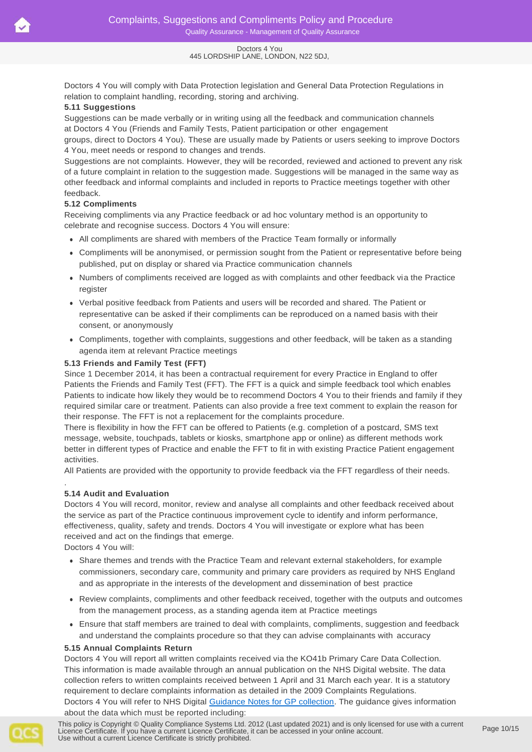Doctors 4 You will comply with Data Protection legislation and General Data Protection Regulations in relation to complaint handling, recording, storing and archiving.

**5.11 Suggestions**

Suggestions can be made verbally or in writing using all the feedback and communication channels at Doctors 4 You (Friends and Family Tests, Patient participation or other engagement groups, direct to Doctors 4 You). These are usually made by Patients or users seeking to improve Doctors 4 You, meet needs or respond to changes and trends.

Suggestions are not complaints. However, they will be recorded, reviewed and actioned to prevent any risk of a future complaint in relation to the suggestion made. Suggestions will be managed in the same way as other feedback and informal complaints and included in reports to Practice meetings together with other feedback.

**5.12 Compliments**

Receiving compliments via any Practice feedback or ad hoc voluntary method is an opportunity to celebrate and recognise success. Doctors 4 You will ensure:

- All compliments are shared with members of the Practice Team formally or informally
- Compliments will be anonymised, or permission sought from the Patient or representative before being published, put on display or shared via Practice communication channels
- Numbers of compliments received are logged as with complaints and other feedback via the Practice register
- Verbal positive feedback from Patients and users will be recorded and shared. The Patient or representative can be asked if their compliments can be reproduced on a named basis with their consent, or anonymously
- Compliments, together with complaints, suggestions and other feedback, will be taken as a standing agenda item at relevant Practice meetings

**5.13 Friends and Family Test (FFT)**

Since 1 December 2014, it has been a contractual requirement for every Practice in England to offer Patients the Friends and Family Test (FFT). The FFT is a quick and simple feedback tool which enables Patients to indicate how likely they would be to recommend Doctors 4 You to their friends and family if they required similar care or treatment. Patients can also provide a free text comment to explain the reason for their response. The FFT is not a replacement for the complaints procedure.

There is flexibility in how the FFT can be offered to Patients (e.g. completion of a postcard, SMS text message, website, touchpads, tablets or kiosks, smartphone app or online) as different methods work better in different types of Practice and enable the FFT to fit in with existing Practice Patient engagement activities.

All Patients are provided with the opportunity to provide feedback via the FFT regardless of their needs.

.

**5.14 Audit and Evaluation**

Doctors 4 You will record, monitor, review and analyse all complaints and other feedback received about the service as part of the Practice continuous improvement cycle to identify and inform performance, effectiveness, quality, safety and trends. Doctors 4 You will investigate or explore what has been received and act on the findings that emerge.

Doctors 4 You will:

- Share themes and trends with the Practice Team and relevant external stakeholders, for example commissioners, secondary care, community and primary care providers as required by NHS England and as appropriate in the interests of the development and dissemination of best practice
- Review complaints, compliments and other feedback received, together with the outputs and outcomes from the management process, as a standing agenda item at Practice meetings
- Ensure that staff members are trained to deal with complaints, compliments, suggestion and feedback and understand the complaints procedure so that they can advise complainants with accuracy

**5.15 Annual Complaints Return**

Doctors 4 You will report all written complaints received via the KO41b Primary Care Data Collection. This information is made available through an annual publication on the NHS Digital website. The data collection refers to written complaints received between 1 April and 31 March each year. It is a statutory requirement to declare complaints information as detailed in the 2009 Complaints Regulations.

Doctors 4 You will refer to NHS Digital [Guidance Notes for GP collection](). The guidance gives information about the data which must be reported including: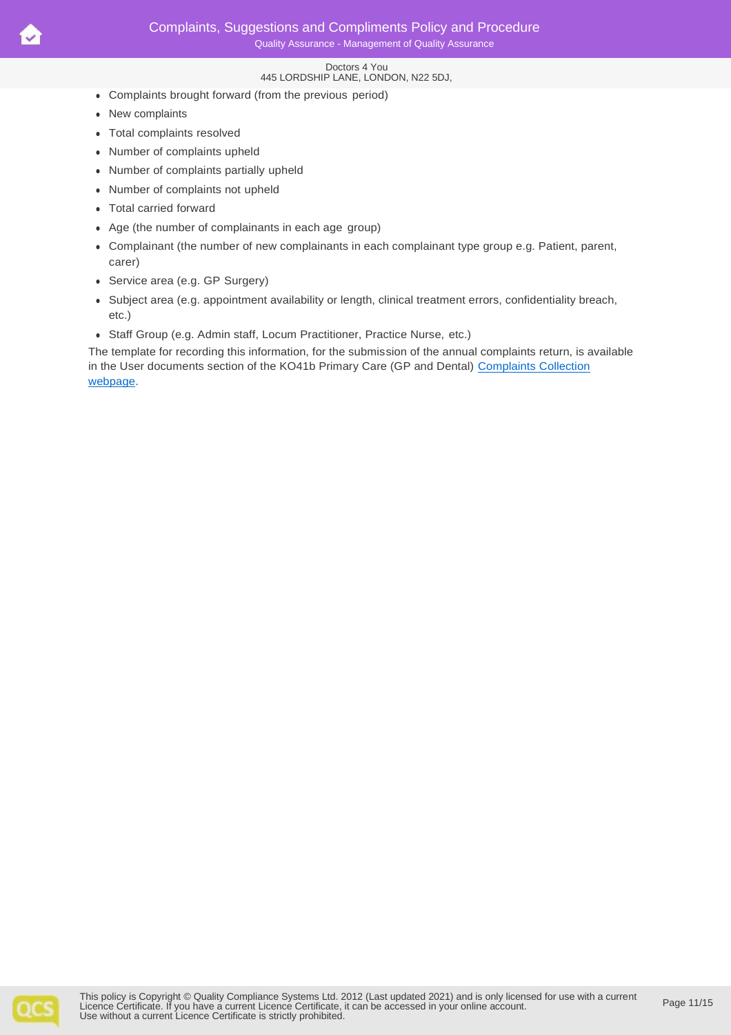- Complaints brought forward (from the previous period)
- New complaints
- Total complaints resolved
- Number of complaints upheld
- Number of complaints partially upheld
- Number of complaints not upheld
- Total carried forward
- Age (the number of complainants in each age group)
- Complainant (the number of new complainants in each complainant type group e.g. Patient, parent, carer)
- Service area (e.g. GP Surgery)
- Subject area (e.g. appointment availability or length, clinical treatment errors, confidentiality breach, etc.)
- Staff Group (e.g. Admin staff, Locum Practitioner, Practice Nurse, etc.)

The template for recording this information, for the submission of the annual complaints return, is available in the User documents section of the KO41b Primary Care (GP and Dental) Complaints Collection webpage.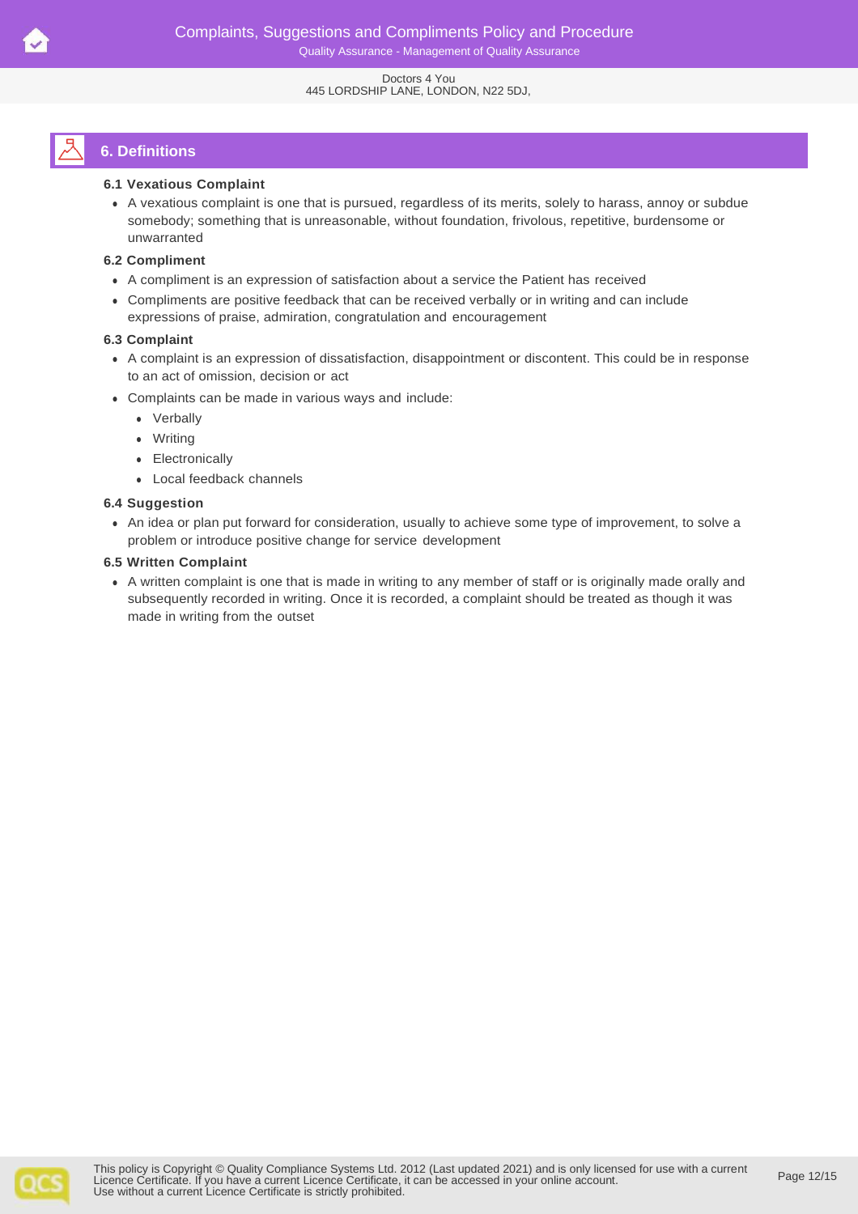## 6. Definitions

**6.1 Vexatious Complaint**

- A vexatious complaint is one that is pursued, regardless of its merits, solely to harass, annoy or subdue somebody; something that is unreasonable, without foundation, frivolous, repetitive, burdensome or unwarranted

**6.2 Compliment**

- A compliment is an expression of satisfaction about a service the Patient has received
- Compliments are positive feedback that can be received verbally or in writing and can include expressions of praise, admiration, congratulation and encouragement

**6.3 Complaint**

- A complaint is an expression of dissatisfaction, disappointment or discontent. This could be in response to an act of omission, decision or act
- Complaints can be made in various ways and include:
  - Verbally
  - Writing
  - Electronically
  - Local feedback channels

**6.4 Suggestion**

- An idea or plan put forward for consideration, usually to achieve some type of improvement, to solve a problem or introduce positive change for service development

**6.5 Written Complaint**

- A written complaint is one that is made in writing to any member of staff or is originally made orally and subsequently recorded in writing. Once it is recorded, a complaint should be treated as though it was made in writing from the outset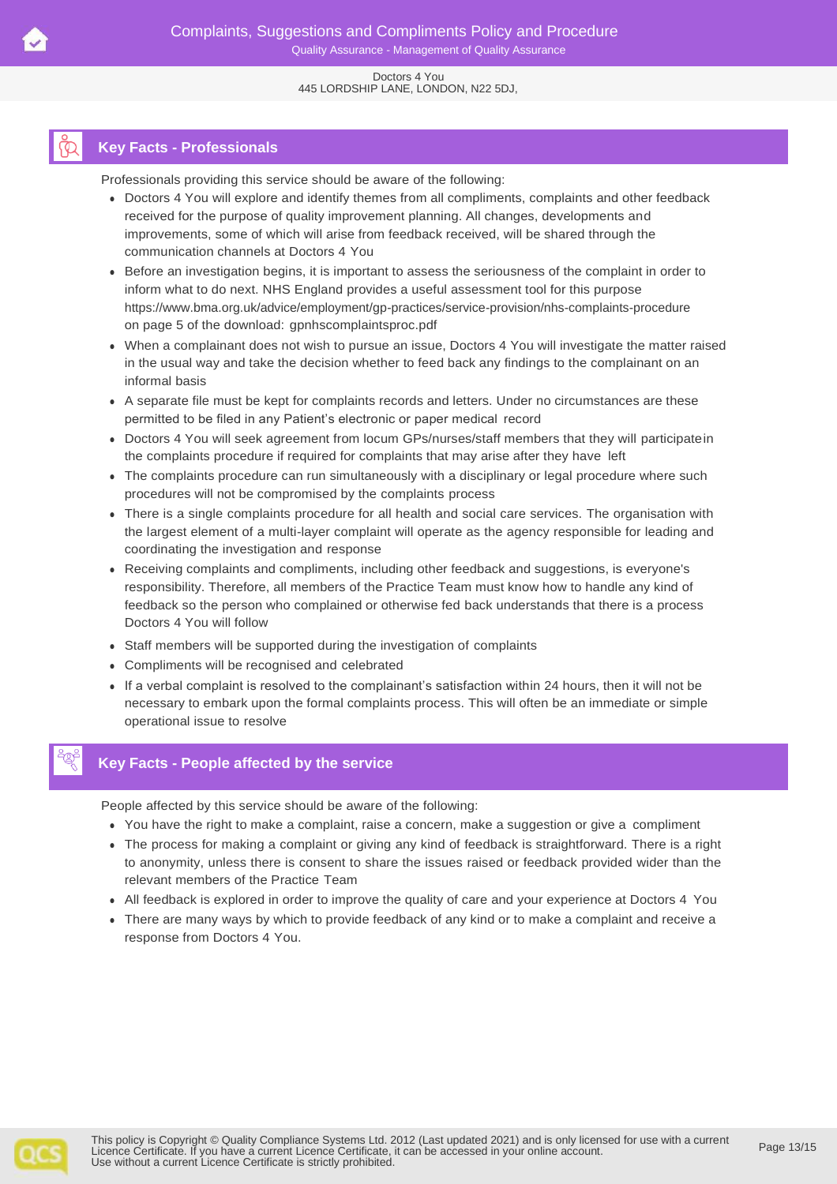## Key Facts - Professionals

Professionals providing this service should be aware of the following:

- Doctors 4 You will explore and identify themes from all compliments, complaints and other feedback received for the purpose of quality improvement planning. All changes, developments and improvements, some of which will arise from feedback received, will be shared through the communication channels at Doctors 4 You
- Before an investigation begins, it is important to assess the seriousness of the complaint in order to inform what to do next. NHS England provides a useful assessment tool for this purpose https://www.bma.org.uk/advice/employment/gp-practices/service-provision/nhs-complaints-procedure on page 5 of the download: gpnhscomplaintsproc.pdf
- When a complainant does not wish to pursue an issue, Doctors 4 You will investigate the matter raised in the usual way and take the decision whether to feed back any findings to the complainant on an informal basis
- A separate file must be kept for complaints records and letters. Under no circumstances are these permitted to be filed in any Patient's electronic or paper medical record
- Doctors 4 You will seek agreement from locum GPs/nurses/staff members that they will participate in the complaints procedure if required for complaints that may arise after they have left
- The complaints procedure can run simultaneously with a disciplinary or legal procedure where such procedures will not be compromised by the complaints process
- There is a single complaints procedure for all health and social care services. The organisation with the largest element of a multi-layer complaint will operate as the agency responsible for leading and coordinating the investigation and response
- Receiving complaints and compliments, including other feedback and suggestions, is everyone's responsibility. Therefore, all members of the Practice Team must know how to handle any kind of feedback so the person who complained or otherwise fed back understands that there is a process Doctors 4 You will follow
- Staff members will be supported during the investigation of complaints
- Compliments will be recognised and celebrated
- If a verbal complaint is resolved to the complainant's satisfaction within 24 hours, then it will not be necessary to embark upon the formal complaints process. This will often be an immediate or simple operational issue to resolve

## Key Facts - People affected by the service

People affected by this service should be aware of the following:

- You have the right to make a complaint, raise a concern, make a suggestion or give a compliment
- The process for making a complaint or giving any kind of feedback is straightforward. There is a right to anonymity, unless there is consent to share the issues raised or feedback provided wider than the relevant members of the Practice Team
- All feedback is explored in order to improve the quality of care and your experience at Doctors 4 You
- There are many ways by which to provide feedback of any kind or to make a complaint and receive a response from Doctors 4 You.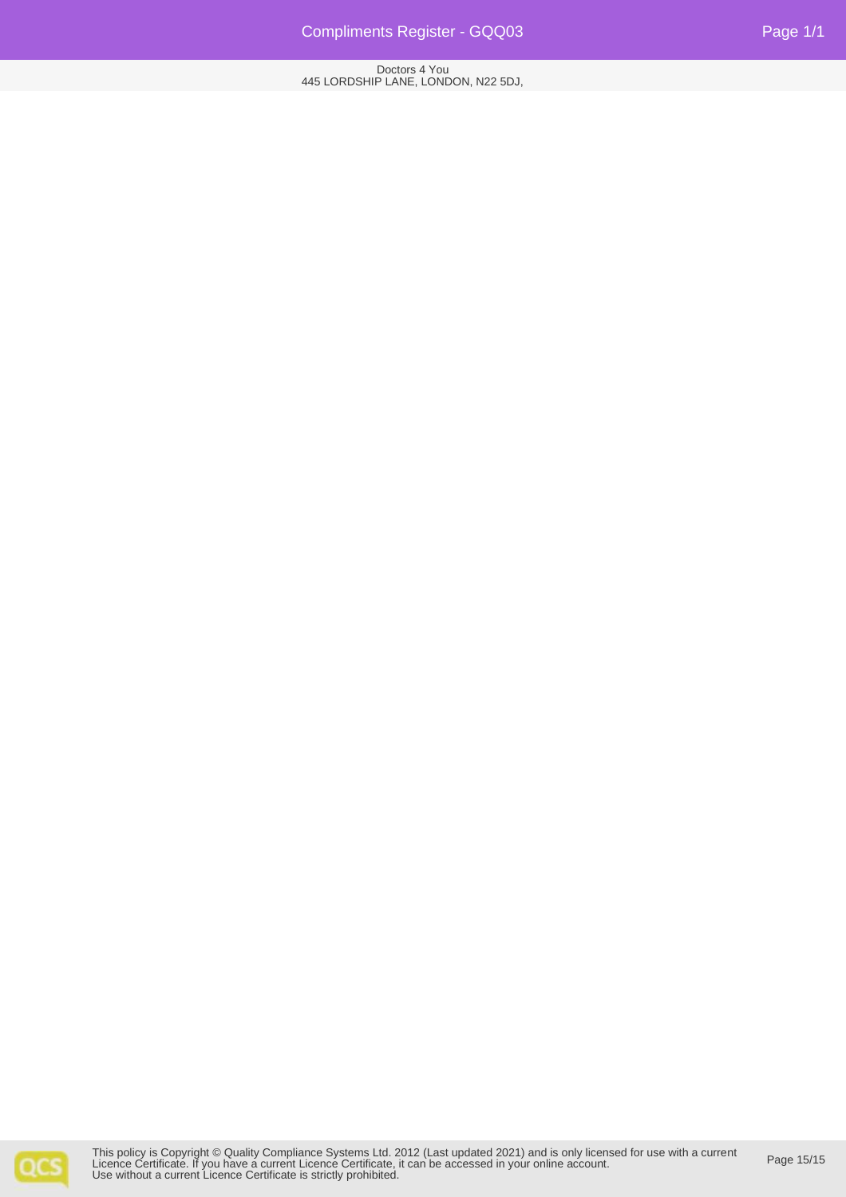# Compliments Register - GQQ03

Doctors 4 You
445 LORDSHIP LANE, LONDON, N22 5DJ,